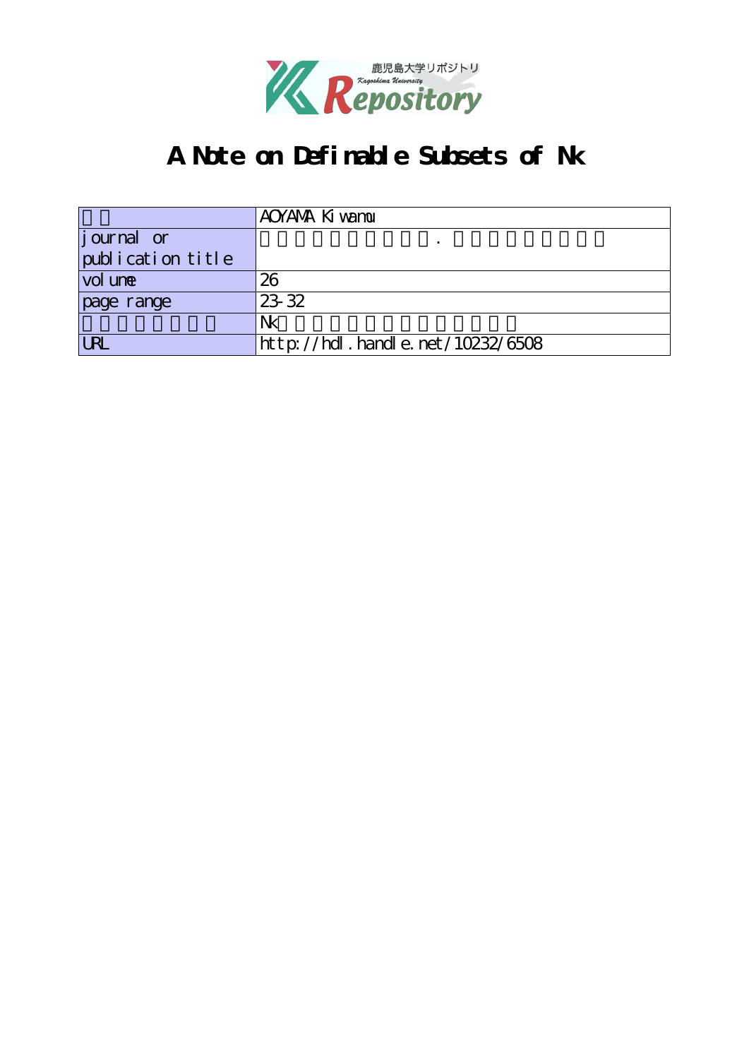# A Note on Definable Subsets of Nk

| | AOYAMA Kiwamu |
|---|---|
| journal or publication title | . |
| volume | 26 |
| page range | 23-32 |
| | Nk |
| URL | http://hdl.handle.net/10232/6508 |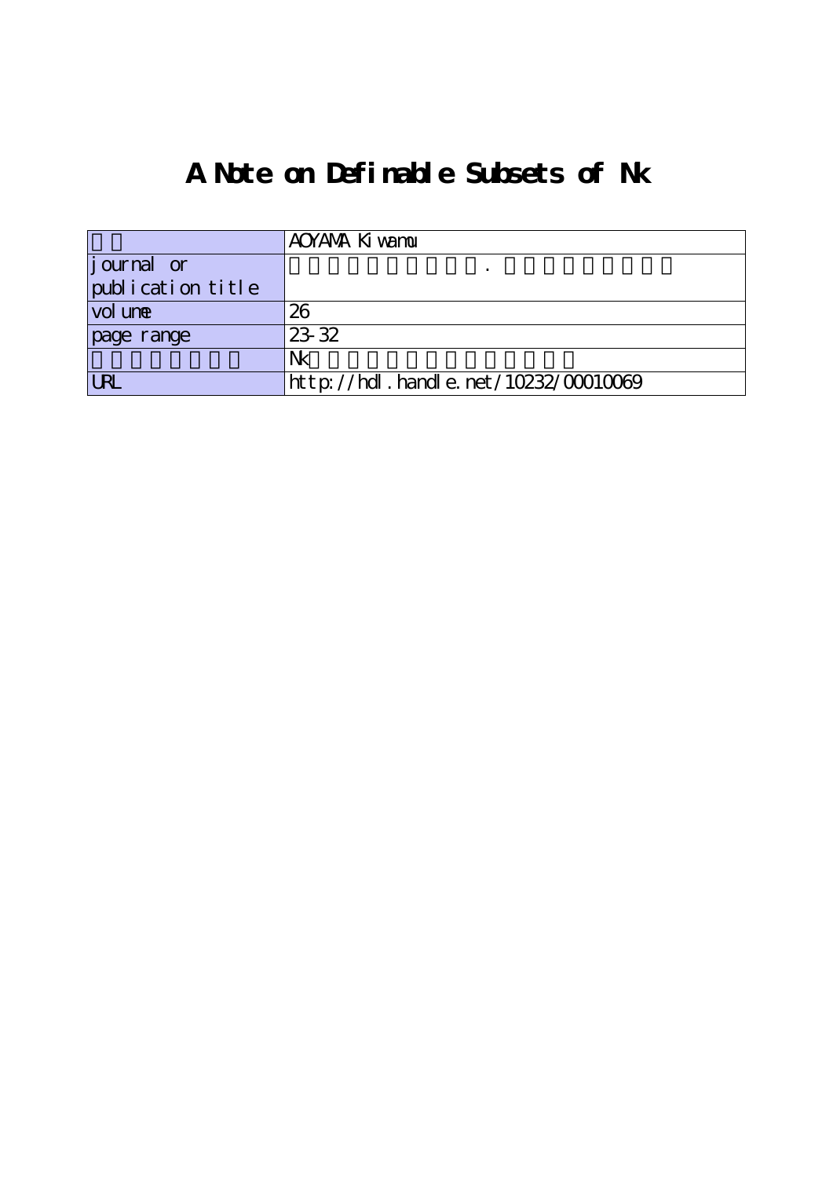# A Note on Definable Subsets of Nk

| | AOYAMA Kiwamu |
|---|---|
| journal or publication title | . |
| volume | 26 |
| page range | 23-32 |
| | Nk |
| URL | http://hdl.handle.net/10232/00010069 |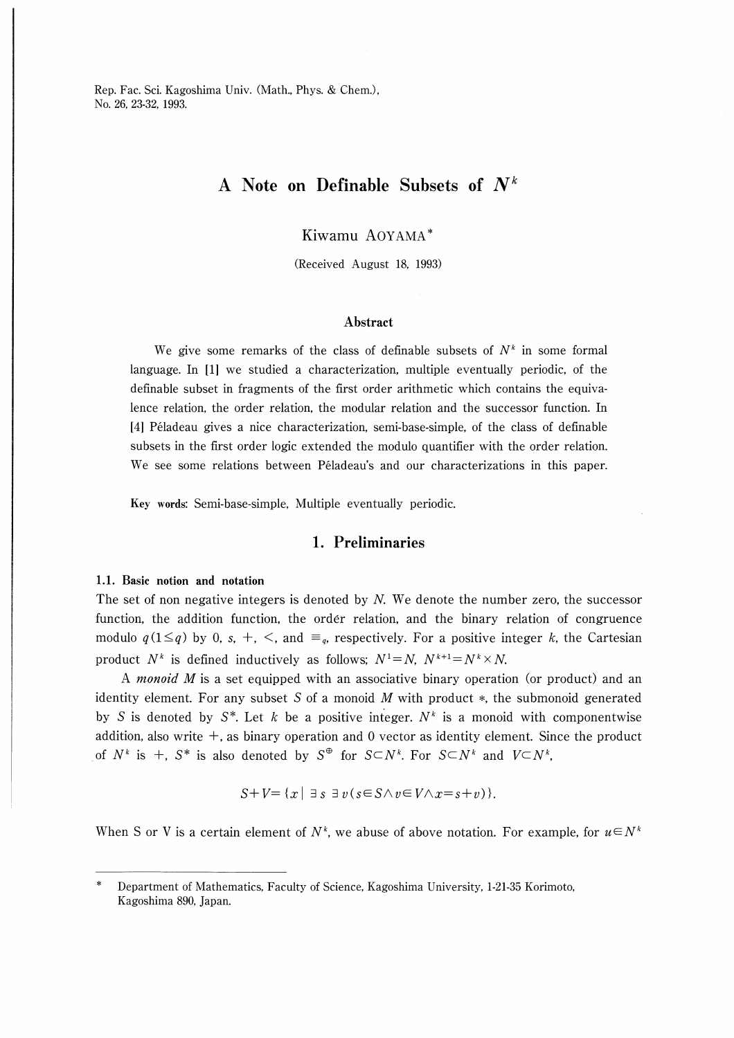Rep. Fac. Sci. Kagoshima Univ. (Math., Phys. & Chem.),
No. 26, 23-32, 1993.

# A Note on Definable Subsets of $N^k$

Kiwamu AOYAMA*

(Received August 18, 1993)

### Abstract

We give some remarks of the class of definable subsets of $N^k$ in some formal language. In [1] we studied a characterization, multiple eventually periodic, of the definable subset in fragments of the first order arithmetic which contains the equivalence relation, the order relation, the modular relation and the successor function. In [4] Péladeau gives a nice characterization, semi-base-simple, of the class of definable subsets in the first order logic extended the modulo quantifier with the order relation. We see some relations between Péladeau's and our characterizations in this paper.

**Key words:** Semi-base-simple, Multiple eventually periodic.

## 1. Preliminaries

### 1.1. Basic notion and notation

The set of non negative integers is denoted by $N$. We denote the number zero, the successor function, the addition function, the order relation, and the binary relation of congruence modulo $q(1 \leq q)$ by $0$, $s$, $+$, $<$, and $\equiv_q$, respectively. For a positive integer $k$, the Cartesian product $N^k$ is defined inductively as follows; $N^1 = N$, $N^{k+1} = N^k \times N$.

A *monoid M* is a set equipped with an associative binary operation (or product) and an identity element. For any subset $S$ of a monoid $M$ with product $*$, the submonoid generated by $S$ is denoted by $S^*$. Let $k$ be a positive integer. $N^k$ is a monoid with componentwise addition, also write $+$, as binary operation and $0$ vector as identity element. Since the product of $N^k$ is $+$, $S^*$ is also denoted by $S^{\oplus}$ for $S \subset N^k$. For $S \subset N^k$ and $V \subset N^k$,

$$S + V = \{x \mid \exists s \, \exists v (s \in S \wedge v \in V \wedge x = s + v)\}.$$

When S or V is a certain element of $N^k$, we abuse of above notation. For example, for $u \in N^k$

---

\* Department of Mathematics, Faculty of Science, Kagoshima University, 1-21-35 Korimoto, Kagoshima 890, Japan.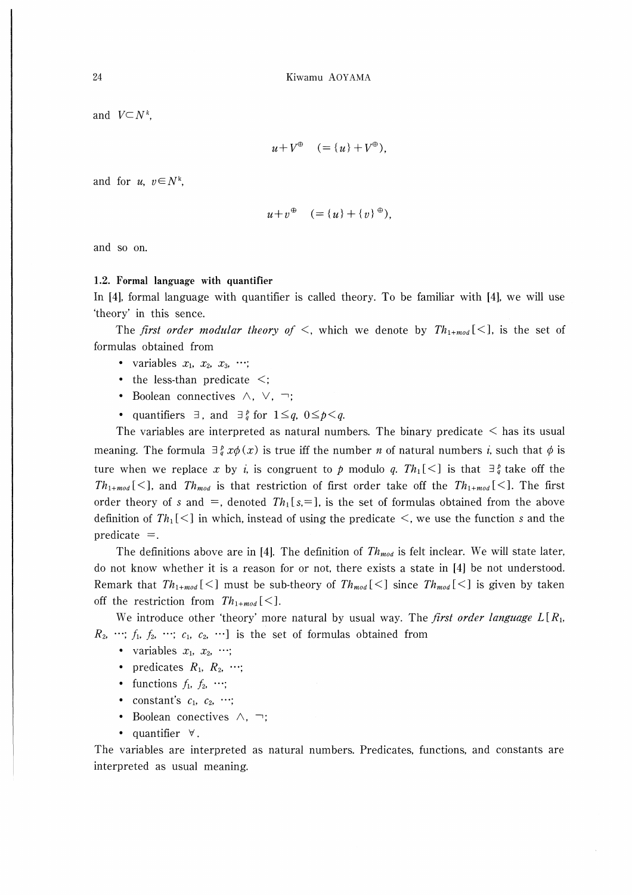and $V \subset N^k$,

$$u + V^{\oplus} \quad (= \{u\} + V^{\oplus}),$$

and for $u$, $v \in N^k$,

$$u + v^{\oplus} \quad (= \{u\} + \{v\}^{\oplus}),$$

and so on.

**1.2. Formal language with quantifier**

In [4], formal language with quantifier is called theory. To be familiar with [4], we will use 'theory' in this sence.

The *first order modular theory of* $<$, which we denote by $Th_{1+mod}[<]$, is the set of formulas obtained from

- variables $x_1$, $x_2$, $x_3$, $\cdots$;
- the less-than predicate $<$;
- Boolean connectives $\wedge$, $\vee$, $\neg$;
- quantifiers $\exists$, and $\exists_q^p$ for $1 \leq q$, $0 \leq p < q$.

The variables are interpreted as natural numbers. The binary predicate $<$ has its usual meaning. The formula $\exists_q^p x \phi(x)$ is true iff the number $n$ of natural numbers $i$, such that $\phi$ is ture when we replace $x$ by $i$, is congruent to $p$ modulo $q$. $Th_1[<]$ is that $\exists_q^p$ take off the $Th_{1+mod}[<]$, and $Th_{mod}$ is that restriction of first order take off the $Th_{1+mod}[<]$. The first order theory of $s$ and $=$, denoted $Th_1[s,=]$, is the set of formulas obtained from the above definition of $Th_1[<]$ in which, instead of using the predicate $<$, we use the function $s$ and the predicate $=$.

The definitions above are in [4]. The definition of $Th_{mod}$ is felt inclear. We will state later, do not know whether it is a reason for or not, there exists a state in [4] be not understood. Remark that $Th_{1+mod}[<]$ must be sub-theory of $Th_{mod}[<]$ since $Th_{mod}[<]$ is given by taken off the restriction from $Th_{1+mod}[<]$.

We introduce other 'theory' more natural by usual way. The *first order language* $L[R_1, R_2, \cdots; f_1, f_2, \cdots; c_1, c_2, \cdots]$ is the set of formulas obtained from

- variables $x_1$, $x_2$, $\cdots$;
- predicates $R_1$, $R_2$, $\cdots$;
- functions $f_1$, $f_2$, $\cdots$;
- constant's $c_1$, $c_2$, $\cdots$;
- Boolean conectives $\wedge$, $\neg$;
- quantifier $\forall$.

The variables are interpreted as natural numbers. Predicates, functions, and constants are interpreted as usual meaning.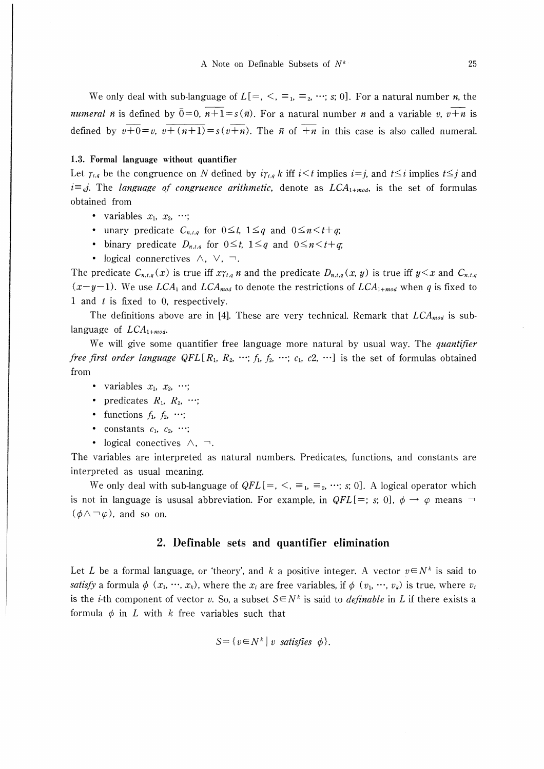We only deal with sub-language of $L[=, <, \equiv_1, \equiv_2, \cdots; s; 0]$. For a natural number $n$, the *numeral* $\bar{n}$ is defined by $\bar{0}=0$, $\overline{n+1}=s(\bar{n})$. For a natural number $n$ and a variable $v$, $v\overline{+n}$ is defined by $v\overline{+0}=v$, $v\overline{+(n+1)}=s(v\overline{+n})$. The $\bar{n}$ of $\overline{+n}$ in this case is also called numeral.

### 1.3. Formal language without quantifier

Let $\gamma_{t,q}$ be the congruence on $N$ defined by $i\gamma_{t,q}\, k$ iff $i<t$ implies $i=j$, and $t \leq i$ implies $t \leq j$ and $i \equiv_q j$. The *language of congruence arithmetic*, denote as $LCA_{1+mod}$, is the set of formulas obtained from

- variables $x_1, x_2, \cdots$;
- unary predicate $C_{n,t,q}$ for $0 \leq t$, $1 \leq q$ and $0 \leq n < t+q$;
- binary predicate $D_{n,t,q}$ for $0 \leq t$, $1 \leq q$ and $0 \leq n < t+q$;
- logical connerctives $\wedge$, $\vee$, $\neg$.

The predicate $C_{n,t,q}(x)$ is true iff $x\gamma_{t,q}\, n$ and the predicate $D_{n,t,q}(x, y)$ is true iff $y<x$ and $C_{n,t,q}$ $(x-y-1)$. We use $LCA_1$ and $LCA_{mod}$ to denote the restrictions of $LCA_{1+mod}$ when $q$ is fixed to 1 and $t$ is fixed to 0, respectively.

The definitions above are in [4]. These are very technical. Remark that $LCA_{mod}$ is sub-language of $LCA_{1+mod}$.

We will give some quantifier free language more natural by usual way. The *quantifier free first order language* $QFL[R_1, R_2, \cdots; f_1, f_2, \cdots; c_1, c2, \cdots]$ is the set of formulas obtained from

- variables $x_1, x_2, \cdots$;
- predicates $R_1, R_2, \cdots$;
- functions $f_1, f_2, \cdots$;
- constants $c_1, c_2, \cdots$;
- logical conectives $\wedge$, $\neg$.

The variables are interpreted as natural numbers. Predicates, functions, and constants are interpreted as usual meaning.

We only deal with sub-language of $QFL[=, <, \equiv_1, \equiv_2, \cdots; s; 0]$. A logical operator which is not in language is ususal abbreviation. For example, in $QFL[=; s; 0]$, $\phi \rightarrow \varphi$ means $\neg(\phi \wedge \neg\varphi)$, and so on.

## 2. Definable sets and quantifier elimination

Let $L$ be a formal language, or 'theory', and $k$ a positive integer. A vector $v \in N^k$ is said to *satisfy* a formula $\phi$ $(x_1, \cdots, x_k)$, where the $x_i$ are free variables, if $\phi$ $(v_1, \cdots, v_k)$ is true, where $v_i$ is the $i$-th component of vector $v$. So, a subset $S \in N^k$ is said to *definable* in $L$ if there exists a formula $\phi$ in $L$ with $k$ free variables such that

$$S = \{v \in N^k \mid v \textit{ satisfies } \phi\}.$$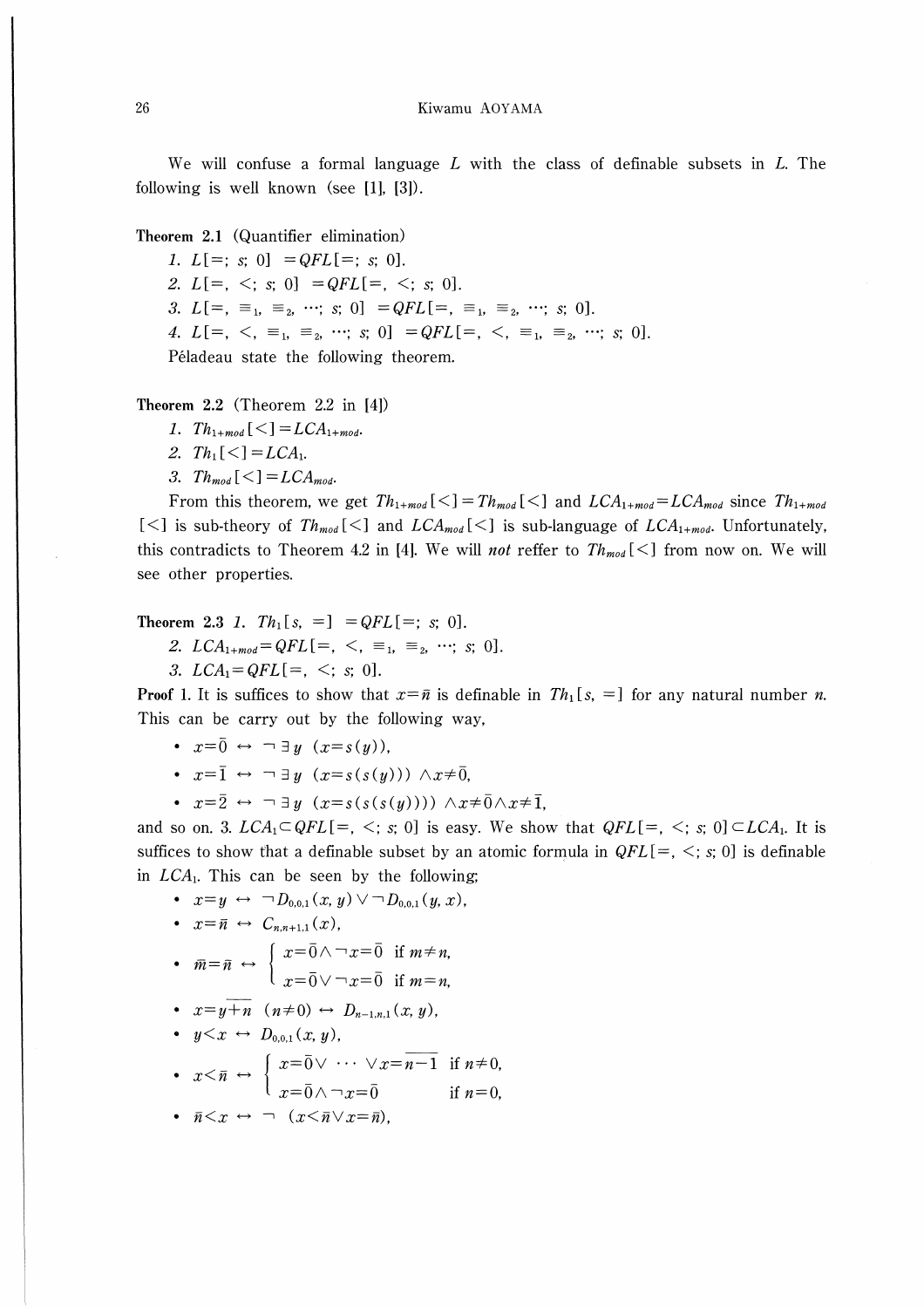We will confuse a formal language $L$ with the class of definable subsets in $L$. The following is well known (see [1], [3]).

**Theorem 2.1** (Quantifier elimination)

1. $L[=; s; 0] = QFL[=; s; 0]$.
2. $L[=, <; s; 0] = QFL[=, <; s; 0]$.
3. $L[=, \equiv_1, \equiv_2, \cdots; s; 0] = QFL[=, \equiv_1, \equiv_2, \cdots; s; 0]$.
4. $L[=, <, \equiv_1, \equiv_2, \cdots; s; 0] = QFL[=, <, \equiv_1, \equiv_2, \cdots; s; 0]$.

Péladeau state the following theorem.

**Theorem 2.2** (Theorem 2.2 in [4])

1. $Th_{1+mod}[<] = LCA_{1+mod}$.
2. $Th_1[<] = LCA_1$.
3. $Th_{mod}[<] = LCA_{mod}$.

From this theorem, we get $Th_{1+mod}[<] = Th_{mod}[<]$ and $LCA_{1+mod} = LCA_{mod}$ since $Th_{1+mod}[<]$ is sub-theory of $Th_{mod}[<]$ and $LCA_{mod}[<]$ is sub-language of $LCA_{1+mod}$. Unfortunately, this contradicts to Theorem 4.2 in [4]. We will *not* reffer to $Th_{mod}[<]$ from now on. We will see other properties.

**Theorem 2.3** *1.* $Th_1[s, =] = QFL[=; s; 0]$.

*2.* $LCA_{1+mod} = QFL[=, <, \equiv_1, \equiv_2, \cdots; s; 0]$.

*3.* $LCA_1 = QFL[=, <; s; 0]$.

**Proof** 1. It is suffices to show that $x = \bar{n}$ is definable in $Th_1[s, =]$ for any natural number $n$. This can be carry out by the following way,

- $x = \bar{0} \leftrightarrow \neg \exists y \ (x = s(y))$,
- $x = \bar{1} \leftrightarrow \neg \exists y \ (x = s(s(y))) \wedge x \neq \bar{0}$,
- $x = \bar{2} \leftrightarrow \neg \exists y \ (x = s(s(s(y)))) \wedge x \neq \bar{0} \wedge x \neq \bar{1}$,

and so on. 3. $LCA_1 \subset QFL[=, <; s; 0]$ is easy. We show that $QFL[=, <; s; 0] \subset LCA_1$. It is suffices to show that a definable subset by an atomic formula in $QFL[=, <; s; 0]$ is definable in $LCA_1$. This can be seen by the following;

- $x = y \leftrightarrow \neg D_{0,0,1}(x, y) \vee \neg D_{0,0,1}(y, x)$,
- $x = \bar{n} \leftrightarrow C_{n,n+1,1}(x)$,
- $\bar{m} = \bar{n} \leftrightarrow \begin{cases} x = \bar{0} \wedge \neg x = \bar{0} & \text{if } m \neq n, \\ x = \bar{0} \vee \neg x = \bar{0} & \text{if } m = n, \end{cases}$
- $x = \overline{y + n} \ (n \neq 0) \leftrightarrow D_{n-1,n,1}(x, y)$,
- $y < x \leftrightarrow D_{0,0,1}(x, y)$,
- $x < \bar{n} \leftrightarrow \begin{cases} x = \bar{0} \vee \cdots \vee x = \overline{n-1} & \text{if } n \neq 0, \\ x = \bar{0} \wedge \neg x = \bar{0} & \text{if } n = 0, \end{cases}$
- $\bar{n} < x \leftrightarrow \neg \ (x < \bar{n} \vee x = \bar{n})$,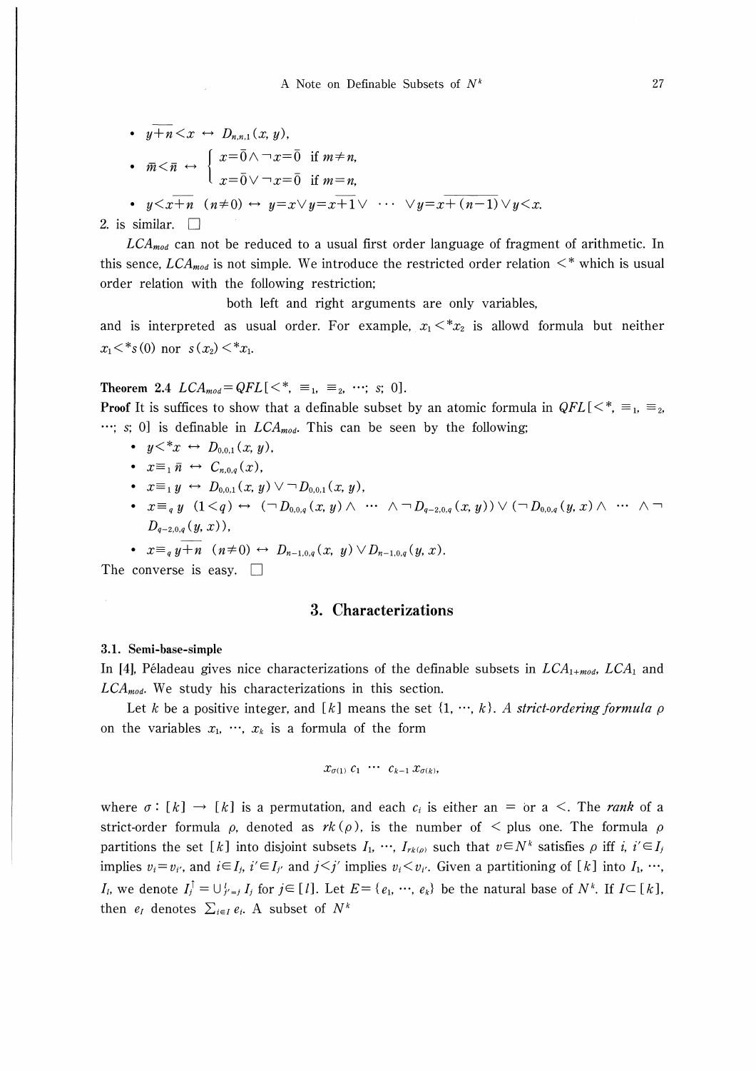- $\overline{y+n} < x \leftrightarrow D_{n,n,1}(x, y)$,
- $\bar{m} < \bar{n} \leftrightarrow \begin{cases} x=\bar{0} \wedge \neg x=\bar{0} & \text{if } m \neq n, \\ x=\bar{0} \vee \neg x=\bar{0} & \text{if } m=n, \end{cases}$
- $y < \overline{x+n}\ (n \neq 0) \leftrightarrow y=x \vee y=\overline{x+1} \vee \cdots \vee y=\overline{x+(n-1)} \vee y<x.$

2. is similar. □

$LCA_{mod}$ can not be reduced to a usual first order language of fragment of arithmetic. In this sence, $LCA_{mod}$ is not simple. We introduce the restricted order relation $<^*$ which is usual order relation with the following restriction;

both left and right arguments are only variables,

and is interpreted as usual order. For example, $x_1 <^* x_2$ is allowd formula but neither $x_1 <^* s(0)$ nor $s(x_2) <^* x_1$.

**Theorem 2.4** $LCA_{mod} = QFL[<^*, \equiv_1, \equiv_2, \cdots; s; 0]$.

**Proof** It is suffices to show that a definable subset by an atomic formula in $QFL[<^*, \equiv_1, \equiv_2, \cdots; s; 0]$ is definable in $LCA_{mod}$. This can be seen by the following;

- $y <^* x \leftrightarrow D_{0,0,1}(x, y)$,
- $x \equiv_1 \bar{n} \leftrightarrow C_{n,0,q}(x)$,
- $x \equiv_1 y \leftrightarrow D_{0,0,1}(x, y) \vee \neg D_{0,0,1}(x, y)$,
- $x \equiv_q y\ (1<q) \leftrightarrow (\neg D_{0,0,q}(x, y) \wedge \cdots \wedge \neg D_{q-2,0,q}(x, y)) \vee (\neg D_{0,0,q}(y, x) \wedge \cdots \wedge \neg D_{q-2,0,q}(y, x))$,
- $x \equiv_q \overline{y+n}\ (n \neq 0) \leftrightarrow D_{n-1,0,q}(x, y) \vee D_{n-1,0,q}(y, x)$.

The converse is easy. □

## 3. Characterizations

### 3.1. Semi-base-simple

In [4], Péladeau gives nice characterizations of the definable subsets in $LCA_{1+mod}$, $LCA_1$ and $LCA_{mod}$. We study his characterizations in this section.

Let $k$ be a positive integer, and $[k]$ means the set $\{1, \cdots, k\}$. *A strict-ordering formula* $\rho$ on the variables $x_1, \cdots, x_k$ is a formula of the form

$$x_{\sigma(1)}\, c_1 \cdots c_{k-1}\, x_{\sigma(k)},$$

where $\sigma: [k] \to [k]$ is a permutation, and each $c_i$ is either an $=$ or a $<$. The *rank* of a strict-order formula $\rho$, denoted as $rk(\rho)$, is the number of $<$ plus one. The formula $\rho$ partitions the set $[k]$ into disjoint subsets $I_1, \cdots, I_{rk(\rho)}$ such that $v \in N^k$ satisfies $\rho$ iff $i, i' \in I_j$ implies $v_i = v_{i'}$, and $i \in I_j$, $i' \in I_{j'}$ and $j<j'$ implies $v_i < v_{i'}$. Given a partitioning of $[k]$ into $I_1, \cdots, I_l$, we denote $I_j^{\uparrow} = \cup_{j'=j}^{l} I_j$ for $j \in [l]$. Let $E = \{e_1, \cdots, e_k\}$ be the natural base of $N^k$. If $I \subset [k]$, then $e_I$ denotes $\sum_{i \in I} e_i$. A subset of $N^k$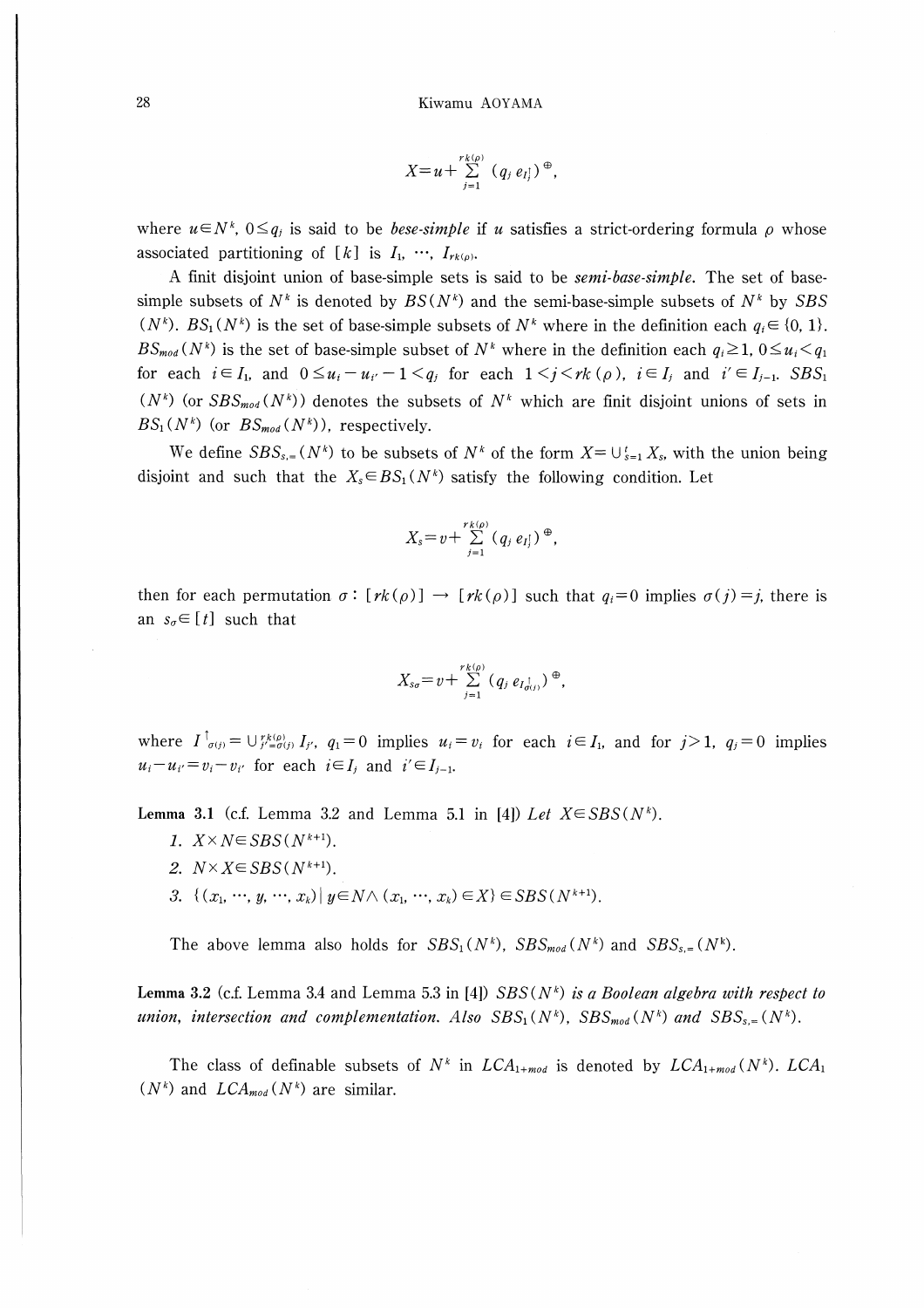$$X = u + \sum_{j=1}^{rk(\rho)} (q_j \, e_{I_j^\uparrow})^{\oplus},$$

where $u \in N^k$, $0 \leq q_j$ is said to be *bese-simple* if $u$ satisfies a strict-ordering formula $\rho$ whose associated partitioning of $[k]$ is $I_1, \cdots, I_{rk(\rho)}$.

A finit disjoint union of base-simple sets is said to be *semi-base-simple*. The set of base-simple subsets of $N^k$ is denoted by $BS(N^k)$ and the semi-base-simple subsets of $N^k$ by $SBS(N^k)$. $BS_1(N^k)$ is the set of base-simple subsets of $N^k$ where in the definition each $q_i \in \{0, 1\}$. $BS_{mod}(N^k)$ is the set of base-simple subset of $N^k$ where in the definition each $q_i \geq 1$, $0 \leq u_i < q_1$ for each $i \in I_1$, and $0 \leq u_i - u_{i'} - 1 < q_j$ for each $1 < j < rk(\rho)$, $i \in I_j$ and $i' \in I_{j-1}$. $SBS_1(N^k)$ (or $SBS_{mod}(N^k)$) denotes the subsets of $N^k$ which are finit disjoint unions of sets in $BS_1(N^k)$ (or $BS_{mod}(N^k)$), respectively.

We define $SBS_{s,=}(N^k)$ to be subsets of $N^k$ of the form $X = \cup_{s=1}^{t} X_s$, with the union being disjoint and such that the $X_s \in BS_1(N^k)$ satisfy the following condition. Let

$$X_s = v + \sum_{j=1}^{rk(\rho)} (q_j \, e_{I_j^\uparrow})^{\oplus},$$

then for each permutation $\sigma : [rk(\rho)] \to [rk(\rho)]$ such that $q_i = 0$ implies $\sigma(j) = j$, there is an $s_\sigma \in [t]$ such that

$$X_{s\sigma} = v + \sum_{j=1}^{rk(\rho)} (q_j \, e_{I_{\sigma(j)}^\uparrow})^{\oplus},$$

where $I^\uparrow_{\sigma(j)} = \cup_{j'=\sigma(j)}^{rk(\rho)} I_{j'}$, $q_1 = 0$ implies $u_i = v_i$ for each $i \in I_1$, and for $j > 1$, $q_j = 0$ implies $u_i - u_{i'} = v_i - v_{i'}$ for each $i \in I_j$ and $i' \in I_{j-1}$.

**Lemma 3.1** (c.f. Lemma 3.2 and Lemma 5.1 in [4]) *Let $X \in SBS(N^k)$.*

1. $X \times N \in SBS(N^{k+1})$.
2. $N \times X \in SBS(N^{k+1})$.
3. $\{(x_1, \cdots, y, \cdots, x_k) \mid y \in N \wedge (x_1, \cdots, x_k) \in X\} \in SBS(N^{k+1})$.

The above lemma also holds for $SBS_1(N^k)$, $SBS_{mod}(N^k)$ and $SBS_{s,=}(N^k)$.

**Lemma 3.2** (c.f. Lemma 3.4 and Lemma 5.3 in [4]) *$SBS(N^k)$ is a Boolean algebra with respect to union, intersection and complementation. Also $SBS_1(N^k)$, $SBS_{mod}(N^k)$ and $SBS_{s,=}(N^k)$.*

The class of definable subsets of $N^k$ in $LCA_{1+mod}$ is denoted by $LCA_{1+mod}(N^k)$. $LCA_1(N^k)$ and $LCA_{mod}(N^k)$ are similar.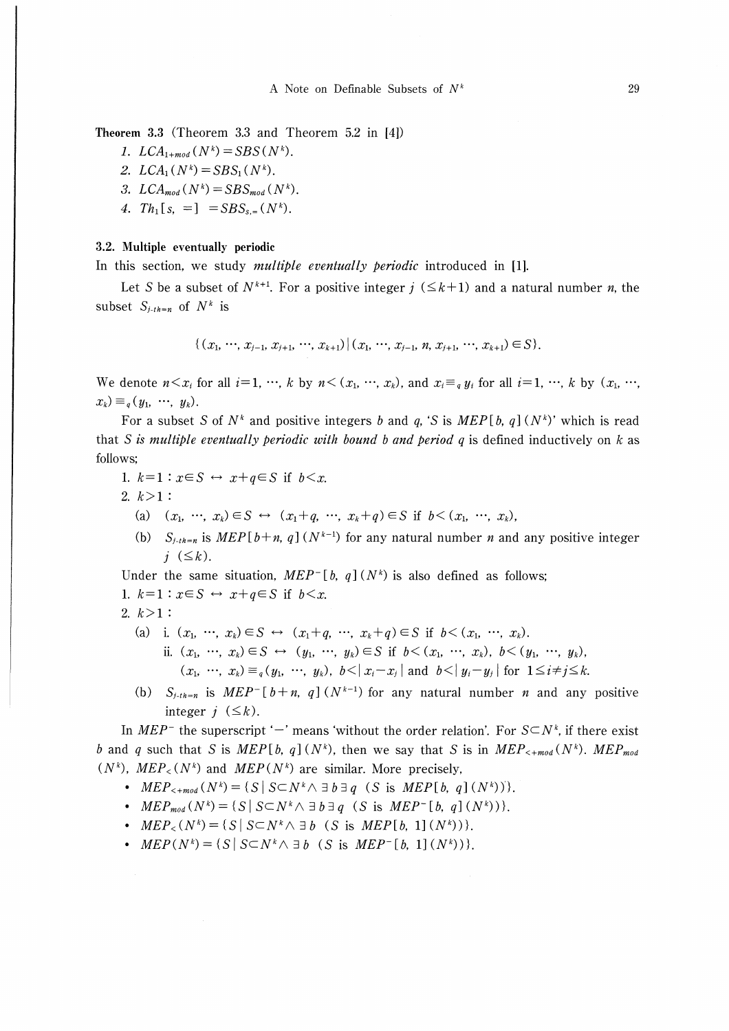**Theorem 3.3** (Theorem 3.3 and Theorem 5.2 in [4])

1. $LCA_{1+mod}(N^k) = SBS(N^k)$.
2. $LCA_1(N^k) = SBS_1(N^k)$.
3. $LCA_{mod}(N^k) = SBS_{mod}(N^k)$.
4. $Th_1[s, =] = SBS_{s,=}(N^k)$.

### 3.2. Multiple eventually periodic

In this section, we study *multiple eventually periodic* introduced in [1].

Let $S$ be a subset of $N^{k+1}$. For a positive integer $j$ $(\leq k+1)$ and a natural number $n$, the subset $S_{j\text{-}th=n}$ of $N^k$ is

$$\{(x_1, \cdots, x_{j-1}, x_{j+1}, \cdots, x_{k+1}) \mid (x_1, \cdots, x_{j-1}, n, x_{j+1}, \cdots, x_{k+1}) \in S\}.$$

We denote $n < x_i$ for all $i = 1, \cdots, k$ by $n < (x_1, \cdots, x_k)$, and $x_i \equiv_q y_i$ for all $i = 1, \cdots, k$ by $(x_1, \cdots, x_k) \equiv_q (y_1, \cdots, y_k)$.

For a subset $S$ of $N^k$ and positive integers $b$ and $q$, '$S$ is $MEP[b, q](N^k)$' which is read that *$S$ is multiple eventually periodic with bound $b$ and period $q$* is defined inductively on $k$ as follows;

1. $k=1$ : $x \in S \leftrightarrow x+q \in S$ if $b < x$.
2. $k > 1$ :
   (a) $(x_1, \cdots, x_k) \in S \leftrightarrow (x_1+q, \cdots, x_k+q) \in S$ if $b < (x_1, \cdots, x_k)$,
   (b) $S_{j\text{-}th=n}$ is $MEP[b+n, q](N^{k-1})$ for any natural number $n$ and any positive integer $j$ $(\leq k)$.

Under the same situation, $MEP^-[b, q](N^k)$ is also defined as follows;

1. $k=1$ : $x \in S \leftrightarrow x+q \in S$ if $b < x$.
2. $k > 1$ :
   (a) i. $(x_1, \cdots, x_k) \in S \leftrightarrow (x_1+q, \cdots, x_k+q) \in S$ if $b < (x_1, \cdots, x_k)$.
   ii. $(x_1, \cdots, x_k) \in S \leftrightarrow (y_1, \cdots, y_k) \in S$ if $b < (x_1, \cdots, x_k)$, $b < (y_1, \cdots, y_k)$, $(x_1, \cdots, x_k) \equiv_q (y_1, \cdots, y_k)$, $b < |x_i - x_j|$ and $b < |y_i - y_j|$ for $1 \leq i \neq j \leq k$.
   (b) $S_{j\text{-}th=n}$ is $MEP^-[b+n, q](N^{k-1})$ for any natural number $n$ and any positive integer $j$ $(\leq k)$.

In $MEP^-$ the superscript '$-$' means 'without the order relation'. For $S \subset N^k$, if there exist $b$ and $q$ such that $S$ is $MEP[b, q](N^k)$, then we say that $S$ is in $MEP_{<+mod}(N^k)$. $MEP_{mod}(N^k)$, $MEP_<(N^k)$ and $MEP(N^k)$ are similar. More precisely,

- $MEP_{<+mod}(N^k) = \{S \mid S \subset N^k \wedge \exists b \exists q \ (S \text{ is } MEP[b, q](N^k))\}$.
- $MEP_{mod}(N^k) = \{S \mid S \subset N^k \wedge \exists b \exists q \ (S \text{ is } MEP^-[b, q](N^k))\}$.
- $MEP_<(N^k) = \{S \mid S \subset N^k \wedge \exists b \ (S \text{ is } MEP[b, 1](N^k))\}$.
- $MEP(N^k) = \{S \mid S \subset N^k \wedge \exists b \ (S \text{ is } MEP^-[b, 1](N^k))\}$.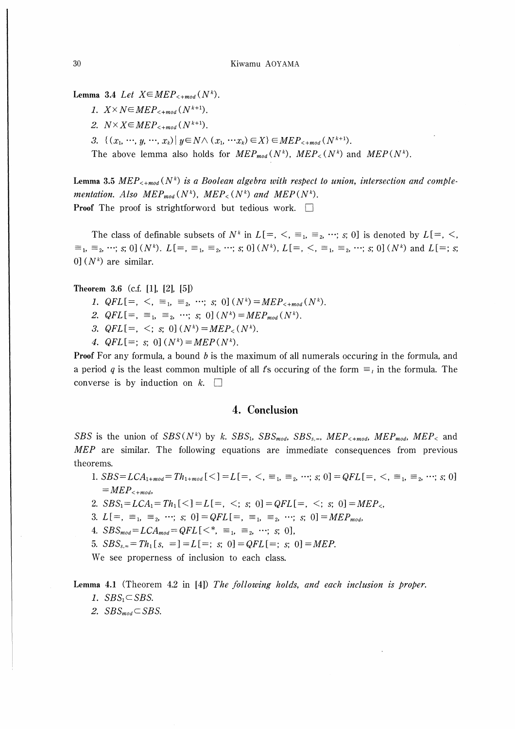**Lemma 3.4** *Let* $X \in MEP_{<+mod}(N^k)$.

1. $X \times N \in MEP_{<+mod}(N^{k+1})$.
2. $N \times X \in MEP_{<+mod}(N^{k+1})$.
3. $\{(x_1, \cdots, y, \cdots, x_k) \mid y \in N \wedge (x_1, \cdots x_k) \in X\} \in MEP_{<+mod}(N^{k+1})$.

The above lemma also holds for $MEP_{mod}(N^k)$, $MEP_{<}(N^k)$ and $MEP(N^k)$.

**Lemma 3.5** *$MEP_{<+mod}(N^k)$ is a Boolean algebra with respect to union, intersection and complementation. Also $MEP_{mod}(N^k)$, $MEP_{<}(N^k)$ and $MEP(N^k)$.*

**Proof** The proof is strightforword but tedious work. □

The class of definable subsets of $N^k$ in $L[=, <, \equiv_1, \equiv_2, \cdots; s; 0]$ is denoted by $L[=, <, \equiv_1, \equiv_2, \cdots; s; 0](N^k)$. $L[=, \equiv_1, \equiv_2, \cdots; s; 0](N^k)$, $L[=, <, \equiv_1, \equiv_2, \cdots; s; 0](N^k)$ and $L[=; s; 0](N^k)$ are similar.

**Theorem 3.6** (c.f. [1], [2], [5])

1. $QFL[=, <, \equiv_1, \equiv_2, \cdots; s; 0](N^k) = MEP_{<+mod}(N^k)$.
2. $QFL[=, \equiv_1, \equiv_2, \cdots; s; 0](N^k) = MEP_{mod}(N^k)$.
3. $QFL[=, <; s; 0](N^k) = MEP_{<}(N^k)$.
4. $QFL[=; s; 0](N^k) = MEP(N^k)$.

**Proof** For any formula, a bound $b$ is the maximum of all numerals occuring in the formula, and a period $q$ is the least common multiple of all $i$'s occuring of the form $\equiv_i$ in the formula. The converse is by induction on $k$. □

## 4. Conclusion

$SBS$ is the union of $SBS(N^k)$ by $k$. $SBS_1$, $SBS_{mod}$, $SBS_{s,=}$, $MEP_{<+mod}$, $MEP_{mod}$, $MEP_{<}$ and $MEP$ are similar. The following equations are immediate consequences from previous theorems.

1. $SBS = LCA_{1+mod} = Th_{1+mod}[<] = L[=, <, \equiv_1, \equiv_2, \cdots; s; 0] = QFL[=, <, \equiv_1, \equiv_2, \cdots; s; 0] = MEP_{<+mod}$,
2. $SBS_1 = LCA_1 = Th_1[<] = L[=, <; s; 0] = QFL[=, <; s; 0] = MEP_{<}$,
3. $L[=, \equiv_1, \equiv_2, \cdots; s; 0] = QFL[=, \equiv_1, \equiv_2, \cdots; s; 0] = MEP_{mod}$,
4. $SBS_{mod} = LCA_{mod} = QFL[<^*, \equiv_1, \equiv_2, \cdots; s; 0]$,
5. $SBS_{s,=} = Th_1[s, =] = L[=; s; 0] = QFL[=; s; 0] = MEP$.

We see properness of inclusion to each class.

**Lemma 4.1** (Theorem 4.2 in [4]) *The following holds, and each inclusion is proper.*

1. $SBS_1 \subset SBS$.
2. $SBS_{mod} \subset SBS$.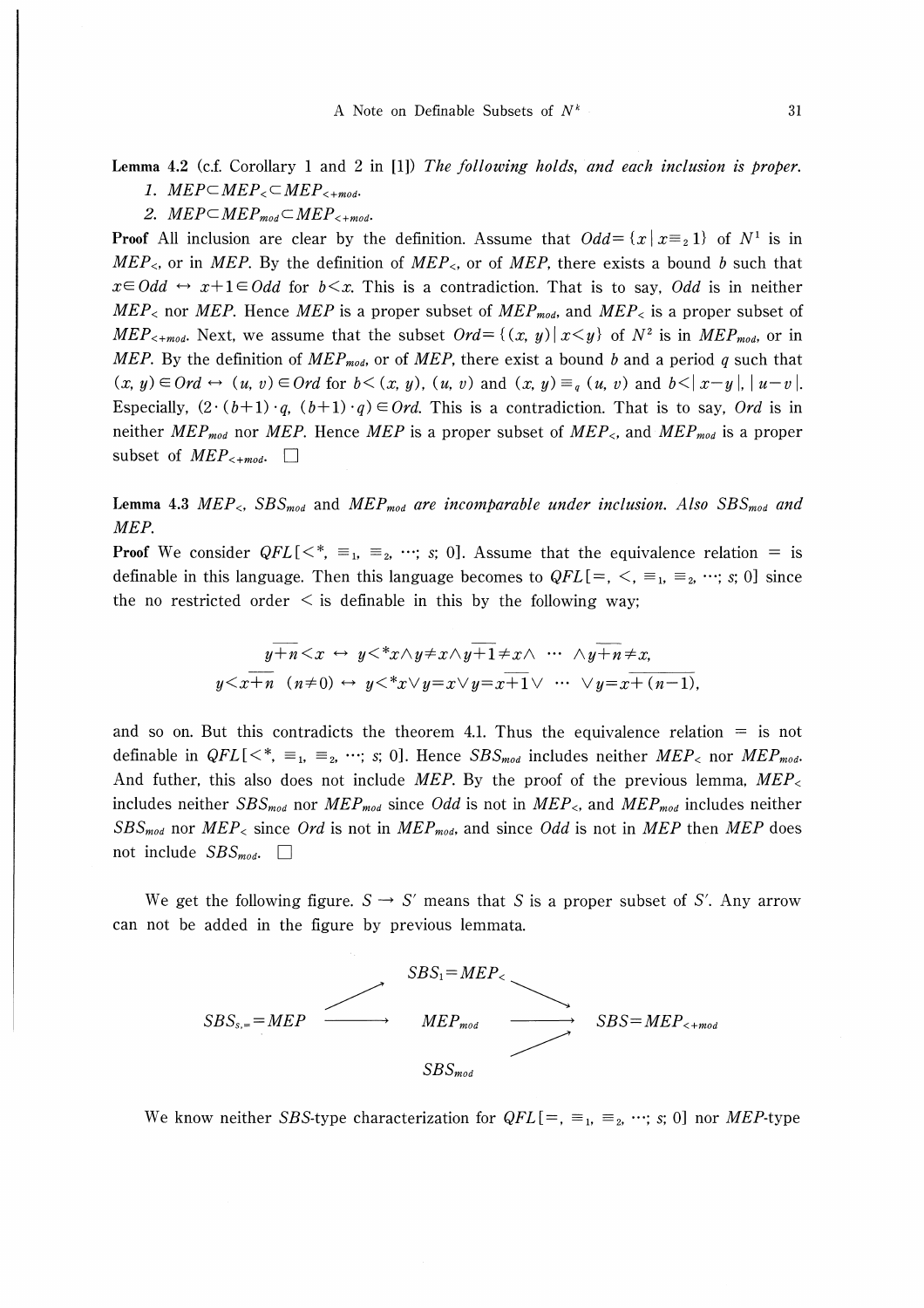**Lemma 4.2** (c.f. Corollary 1 and 2 in [1]) *The following holds, and each inclusion is proper.*

1. $MEP \subset MEP_{<} \subset MEP_{<+mod}$.
2. $MEP \subset MEP_{mod} \subset MEP_{<+mod}$.

**Proof** All inclusion are clear by the definition. Assume that $Odd = \{x \mid x \equiv_2 1\}$ of $N^1$ is in $MEP_{<}$, or in $MEP$. By the definition of $MEP_{<}$, or of $MEP$, there exists a bound $b$ such that $x \in Odd \leftrightarrow x+1 \in Odd$ for $b < x$. This is a contradiction. That is to say, $Odd$ is in neither $MEP_{<}$ nor $MEP$. Hence $MEP$ is a proper subset of $MEP_{mod}$, and $MEP_{<}$ is a proper subset of $MEP_{<+mod}$. Next, we assume that the subset $Ord = \{(x, y) \mid x < y\}$ of $N^2$ is in $MEP_{mod}$, or in $MEP$. By the definition of $MEP_{mod}$, or of $MEP$, there exist a bound $b$ and a period $q$ such that $(x, y) \in Ord \leftrightarrow (u, v) \in Ord$ for $b < (x, y)$, $(u, v)$ and $(x, y) \equiv_q (u, v)$ and $b < |x-y|$, $|u-v|$. Especially, $(2 \cdot (b+1) \cdot q, (b+1) \cdot q) \in Ord$. This is a contradiction. That is to say, $Ord$ is in neither $MEP_{mod}$ nor $MEP$. Hence $MEP$ is a proper subset of $MEP_{<}$, and $MEP_{mod}$ is a proper subset of $MEP_{<+mod}$. □

**Lemma 4.3** $MEP_{<}$, $SBS_{mod}$ and $MEP_{mod}$ *are incomparable under inclusion. Also* $SBS_{mod}$ *and* $MEP$.

**Proof** We consider $QFL[<^*, \equiv_1, \equiv_2, \cdots; s; 0]$. Assume that the equivalence relation $=$ is definable in this language. Then this language becomes to $QFL[=, <, \equiv_1, \equiv_2, \cdots; s; 0]$ since the no restricted order $<$ is definable in this by the following way;

$$\overline{y+n} < x \leftrightarrow y <^* x \wedge y \neq x \wedge \overline{y+1} \neq x \wedge \cdots \wedge \overline{y+n} \neq x,$$

$$y < \overline{x+n} \ (n \neq 0) \leftrightarrow y <^* x \vee y = x \vee y = \overline{x+1} \vee \cdots \vee y = \overline{x+(n-1)},$$

and so on. But this contradicts the theorem 4.1. Thus the equivalence relation $=$ is not definable in $QFL[<^*, \equiv_1, \equiv_2, \cdots; s; 0]$. Hence $SBS_{mod}$ includes neither $MEP_{<}$ nor $MEP_{mod}$. And futher, this also does not include $MEP$. By the proof of the previous lemma, $MEP_{<}$ includes neither $SBS_{mod}$ nor $MEP_{mod}$ since $Odd$ is not in $MEP_{<}$, and $MEP_{mod}$ includes neither $SBS_{mod}$ nor $MEP_{<}$ since $Ord$ is not in $MEP_{mod}$, and since $Odd$ is not in $MEP$ then $MEP$ does not include $SBS_{mod}$. □

We get the following figure. $S \rightarrow S'$ means that $S$ is a proper subset of $S'$. Any arrow can not be added in the figure by previous lemmata.

$$
\begin{array}{ccccc}
 & \nearrow & SBS_1 = MEP_{<} & \searrow & \\
SBS_{s,=} = MEP & \longrightarrow & MEP_{mod} & \longrightarrow & SBS = MEP_{<+mod} \\
 & & SBS_{mod} & \nearrow & 
\end{array}
$$

We know neither $SBS$-type characterization for $QFL[=, \equiv_1, \equiv_2, \cdots; s; 0]$ nor $MEP$-type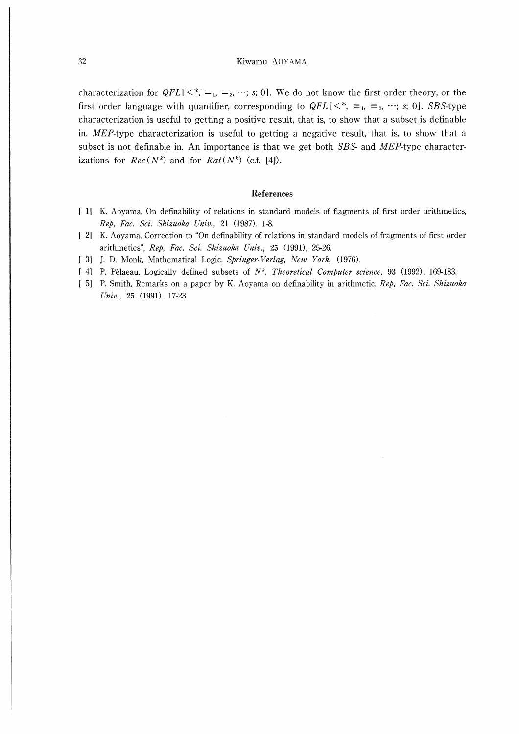characterization for $QFL[<^*, \equiv_1, \equiv_2, \cdots; s; 0]$. We do not know the first order theory, or the first order language with quantifier, corresponding to $QFL[<^*, \equiv_1, \equiv_2, \cdots; s; 0]$. *SBS*-type characterization is useful to getting a positive result, that is, to show that a subset is definable in. *MEP*-type characterization is useful to getting a negative result, that is, to show that a subset is not definable in. An importance is that we get both *SBS*- and *MEP*-type characterizations for $Rec(N^k)$ and for $Rat(N^k)$ (c.f. [4]).

## References

[1] K. Aoyama, On definability of relations in standard models of flagments of first order arithmetics, *Rep, Fac. Sci. Shizuoka Univ.*, 21 (1987), 1-8.

[2] K. Aoyama, Correction to "On definability of relations in standard models of fragments of first order arithmetics", *Rep, Fac. Sci. Shizuoka Univ.*, **25** (1991), 25-26.

[3] J. D. Monk, Mathematical Logic, *Springer-Verlag, New York,* (1976).

[4] P. Pélaeau, Logically defined subsets of $N^k$, *Theoretical Computer science*, **93** (1992), 169-183.

[5] P. Smith, Remarks on a paper by K. Aoyama on definability in arithmetic, *Rep, Fac. Sci. Shizuoka Univ.*, **25** (1991), 17-23.